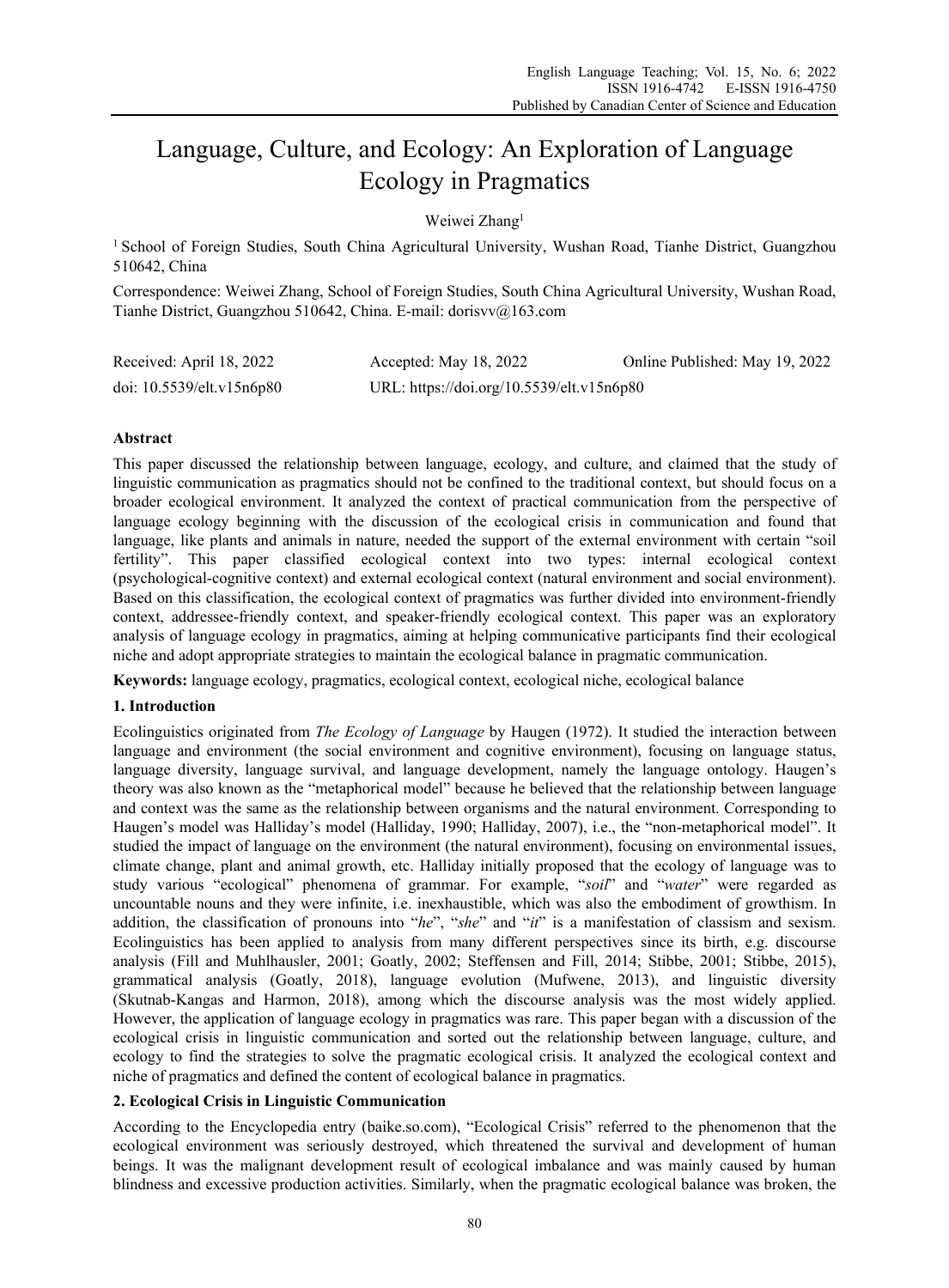# Language, Culture, and Ecology: An Exploration of Language Ecology in Pragmatics

Weiwei Zhang[1]

[1] School of Foreign Studies, South China Agricultural University, Wushan Road, Tianhe District, Guangzhou 510642, China

Correspondence: Weiwei Zhang, School of Foreign Studies, South China Agricultural University, Wushan Road, Tianhe District, Guangzhou 510642, China. E-mail: dorisvv@163.com

Received: April 18, 2022 Accepted: May 18, 2022 Online Published: May 19, 2022

doi: 10.5539/elt.v15n6p80 URL: https://doi.org/10.5539/elt.v15n6p80

## Abstract

This paper discussed the relationship between language, ecology, and culture, and claimed that the study of linguistic communication as pragmatics should not be confined to the traditional context, but should focus on a broader ecological environment. It analyzed the context of practical communication from the perspective of language ecology beginning with the discussion of the ecological crisis in communication and found that language, like plants and animals in nature, needed the support of the external environment with certain "soil fertility". This paper classified ecological context into two types: internal ecological context (psychological-cognitive context) and external ecological context (natural environment and social environment). Based on this classification, the ecological context of pragmatics was further divided into environment-friendly context, addressee-friendly context, and speaker-friendly ecological context. This paper was an exploratory analysis of language ecology in pragmatics, aiming at helping communicative participants find their ecological niche and adopt appropriate strategies to maintain the ecological balance in pragmatic communication.

**Keywords:** language ecology, pragmatics, ecological context, ecological niche, ecological balance

## 1. Introduction

Ecolinguistics originated from *The Ecology of Language* by Haugen (1972). It studied the interaction between language and environment (the social environment and cognitive environment), focusing on language status, language diversity, language survival, and language development, namely the language ontology. Haugen's theory was also known as the "metaphorical model" because he believed that the relationship between language and context was the same as the relationship between organisms and the natural environment. Corresponding to Haugen's model was Halliday's model (Halliday, 1990; Halliday, 2007), i.e., the "non-metaphorical model". It studied the impact of language on the environment (the natural environment), focusing on environmental issues, climate change, plant and animal growth, etc. Halliday initially proposed that the ecology of language was to study various "ecological" phenomena of grammar. For example, "*soil*" and "*water*" were regarded as uncountable nouns and they were infinite, i.e. inexhaustible, which was also the embodiment of growthism. In addition, the classification of pronouns into "*he*", "*she*" and "*it*" is a manifestation of classism and sexism. Ecolinguistics has been applied to analysis from many different perspectives since its birth, e.g. discourse analysis (Fill and Muhlhausler, 2001; Goatly, 2002; Steffensen and Fill, 2014; Stibbe, 2001; Stibbe, 2015), grammatical analysis (Goatly, 2018), language evolution (Mufwene, 2013), and linguistic diversity (Skutnab-Kangas and Harmon, 2018), among which the discourse analysis was the most widely applied. However, the application of language ecology in pragmatics was rare. This paper began with a discussion of the ecological crisis in linguistic communication and sorted out the relationship between language, culture, and ecology to find the strategies to solve the pragmatic ecological crisis. It analyzed the ecological context and niche of pragmatics and defined the content of ecological balance in pragmatics.

## 2. Ecological Crisis in Linguistic Communication

According to the Encyclopedia entry (baike.so.com), "Ecological Crisis" referred to the phenomenon that the ecological environment was seriously destroyed, which threatened the survival and development of human beings. It was the malignant development result of ecological imbalance and was mainly caused by human blindness and excessive production activities. Similarly, when the pragmatic ecological balance was broken, the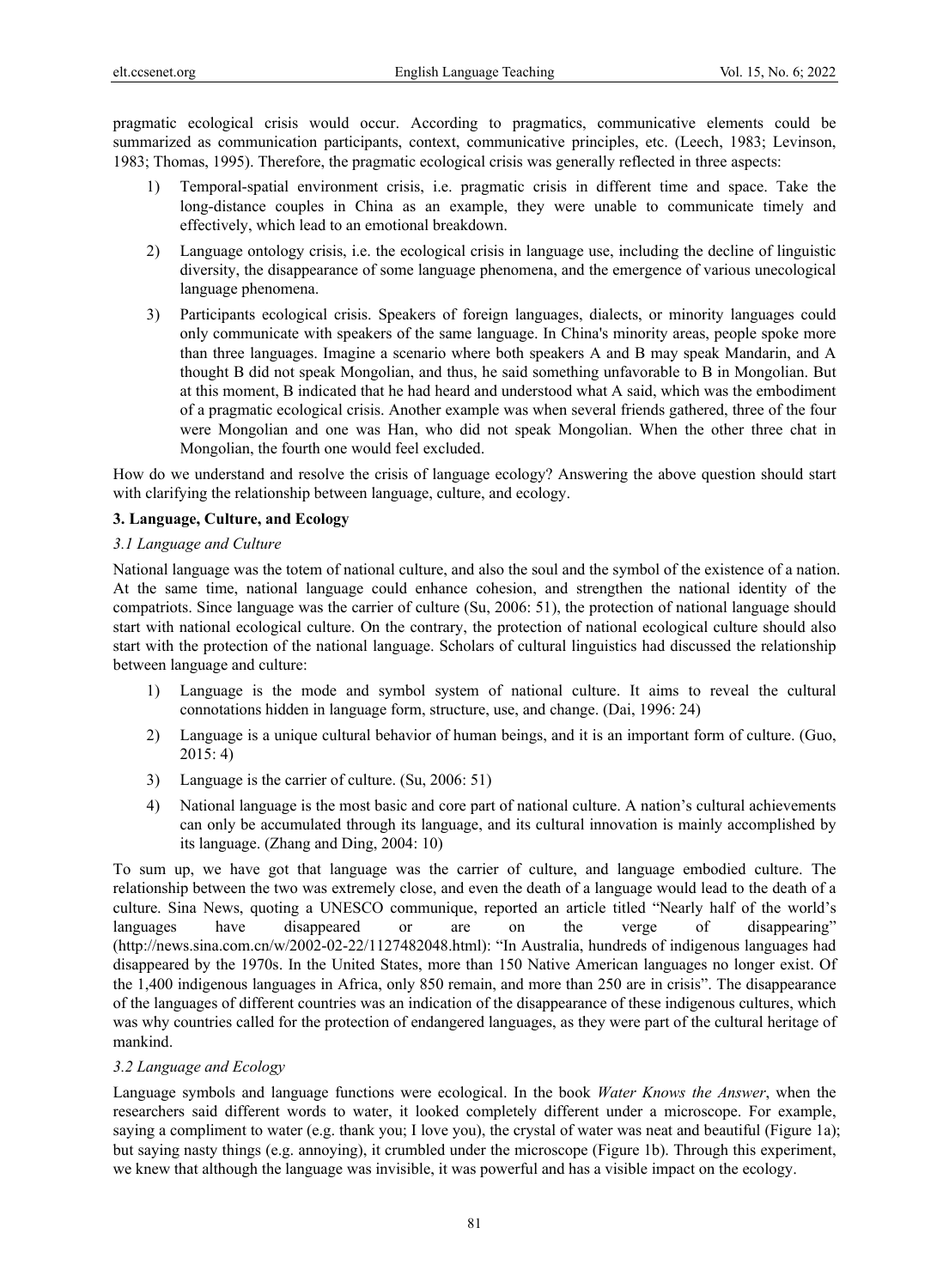pragmatic ecological crisis would occur. According to pragmatics, communicative elements could be summarized as communication participants, context, communicative principles, etc. (Leech, 1983; Levinson, 1983; Thomas, 1995). Therefore, the pragmatic ecological crisis was generally reflected in three aspects:

1) Temporal-spatial environment crisis, i.e. pragmatic crisis in different time and space. Take the long-distance couples in China as an example, they were unable to communicate timely and effectively, which lead to an emotional breakdown.
2) Language ontology crisis, i.e. the ecological crisis in language use, including the decline of linguistic diversity, the disappearance of some language phenomena, and the emergence of various unecological language phenomena.
3) Participants ecological crisis. Speakers of foreign languages, dialects, or minority languages could only communicate with speakers of the same language. In China's minority areas, people spoke more than three languages. Imagine a scenario where both speakers A and B may speak Mandarin, and A thought B did not speak Mongolian, and thus, he said something unfavorable to B in Mongolian. But at this moment, B indicated that he had heard and understood what A said, which was the embodiment of a pragmatic ecological crisis. Another example was when several friends gathered, three of the four were Mongolian and one was Han, who did not speak Mongolian. When the other three chat in Mongolian, the fourth one would feel excluded.

How do we understand and resolve the crisis of language ecology? Answering the above question should start with clarifying the relationship between language, culture, and ecology.

## 3. Language, Culture, and Ecology

### *3.1 Language and Culture*

National language was the totem of national culture, and also the soul and the symbol of the existence of a nation. At the same time, national language could enhance cohesion, and strengthen the national identity of the compatriots. Since language was the carrier of culture (Su, 2006: 51), the protection of national language should start with national ecological culture. On the contrary, the protection of national ecological culture should also start with the protection of the national language. Scholars of cultural linguistics had discussed the relationship between language and culture:

1) Language is the mode and symbol system of national culture. It aims to reveal the cultural connotations hidden in language form, structure, use, and change. (Dai, 1996: 24)
2) Language is a unique cultural behavior of human beings, and it is an important form of culture. (Guo, 2015: 4)
3) Language is the carrier of culture. (Su, 2006: 51)
4) National language is the most basic and core part of national culture. A nation's cultural achievements can only be accumulated through its language, and its cultural innovation is mainly accomplished by its language. (Zhang and Ding, 2004: 10)

To sum up, we have got that language was the carrier of culture, and language embodied culture. The relationship between the two was extremely close, and even the death of a language would lead to the death of a culture. Sina News, quoting a UNESCO communique, reported an article titled "Nearly half of the world's languages have disappeared or are on the verge of disappearing" (http://news.sina.com.cn/w/2002-02-22/1127482048.html): "In Australia, hundreds of indigenous languages had disappeared by the 1970s. In the United States, more than 150 Native American languages no longer exist. Of the 1,400 indigenous languages in Africa, only 850 remain, and more than 250 are in crisis". The disappearance of the languages of different countries was an indication of the disappearance of these indigenous cultures, which was why countries called for the protection of endangered languages, as they were part of the cultural heritage of mankind.

### *3.2 Language and Ecology*

Language symbols and language functions were ecological. In the book *Water Knows the Answer*, when the researchers said different words to water, it looked completely different under a microscope. For example, saying a compliment to water (e.g. thank you; I love you), the crystal of water was neat and beautiful (Figure 1a); but saying nasty things (e.g. annoying), it crumbled under the microscope (Figure 1b). Through this experiment, we knew that although the language was invisible, it was powerful and has a visible impact on the ecology.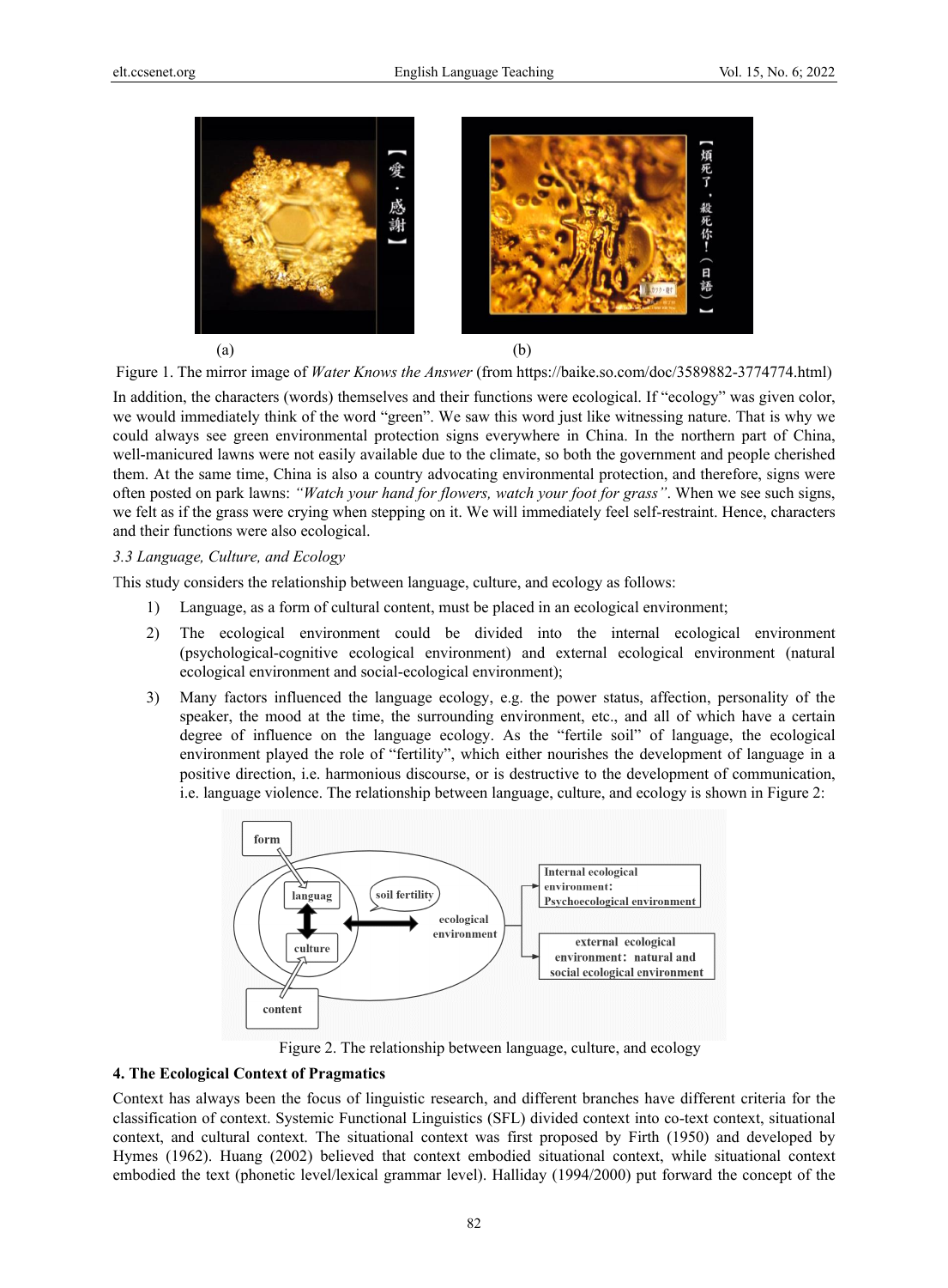(a) (b)

Figure 1. The mirror image of *Water Knows the Answer* (from https://baike.so.com/doc/3589882-3774774.html)

In addition, the characters (words) themselves and their functions were ecological. If "ecology" was given color, we would immediately think of the word "green". We saw this word just like witnessing nature. That is why we could always see green environmental protection signs everywhere in China. In the northern part of China, well-manicured lawns were not easily available due to the climate, so both the government and people cherished them. At the same time, China is also a country advocating environmental protection, and therefore, signs were often posted on park lawns: *"Watch your hand for flowers, watch your foot for grass"*. When we see such signs, we felt as if the grass were crying when stepping on it. We will immediately feel self-restraint. Hence, characters and their functions were also ecological.

*3.3 Language, Culture, and Ecology*

This study considers the relationship between language, culture, and ecology as follows:

1) Language, as a form of cultural content, must be placed in an ecological environment;
2) The ecological environment could be divided into the internal ecological environment (psychological-cognitive ecological environment) and external ecological environment (natural ecological environment and social-ecological environment);
3) Many factors influenced the language ecology, e.g. the power status, affection, personality of the speaker, the mood at the time, the surrounding environment, etc., and all of which have a certain degree of influence on the language ecology. As the "fertile soil" of language, the ecological environment played the role of "fertility", which either nourishes the development of language in a positive direction, i.e. harmonious discourse, or is destructive to the development of communication, i.e. language violence. The relationship between language, culture, and ecology is shown in Figure 2:

Figure 2. The relationship between language, culture, and ecology

## 4. The Ecological Context of Pragmatics

Context has always been the focus of linguistic research, and different branches have different criteria for the classification of context. Systemic Functional Linguistics (SFL) divided context into co-text context, situational context, and cultural context. The situational context was first proposed by Firth (1950) and developed by Hymes (1962). Huang (2002) believed that context embodied situational context, while situational context embodied the text (phonetic level/lexical grammar level). Halliday (1994/2000) put forward the concept of the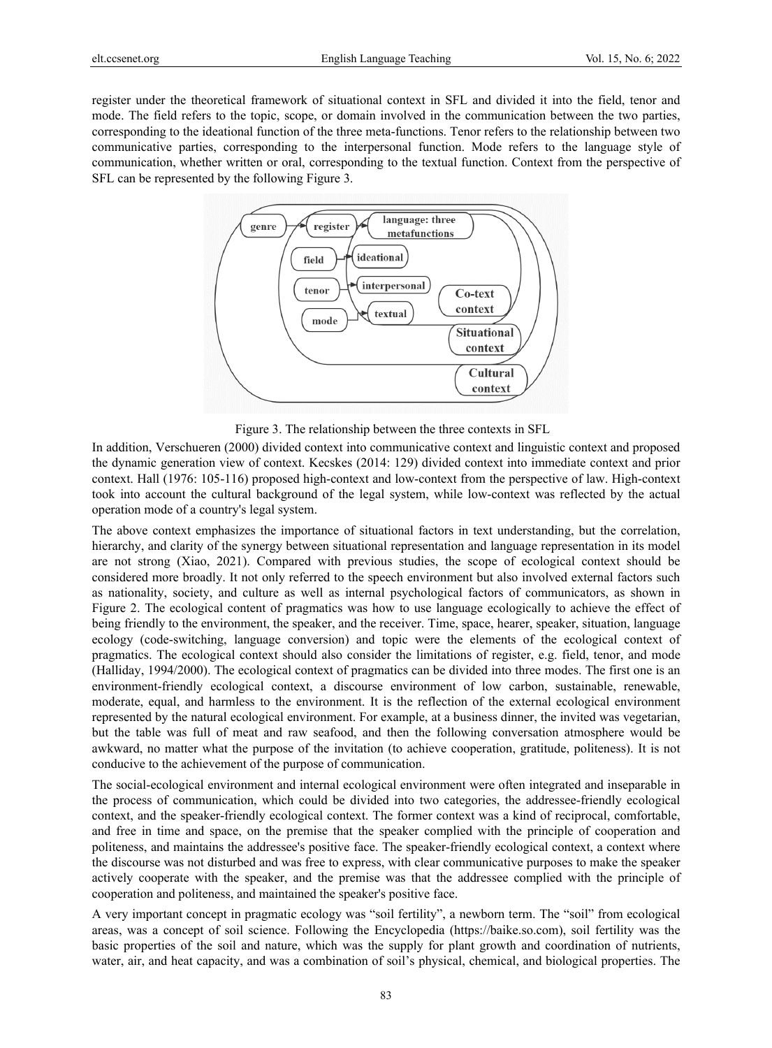register under the theoretical framework of situational context in SFL and divided it into the field, tenor and mode. The field refers to the topic, scope, or domain involved in the communication between the two parties, corresponding to the ideational function of the three meta-functions. Tenor refers to the relationship between two communicative parties, corresponding to the interpersonal function. Mode refers to the language style of communication, whether written or oral, corresponding to the textual function. Context from the perspective of SFL can be represented by the following Figure 3.

Figure 3. The relationship between the three contexts in SFL

In addition, Verschueren (2000) divided context into communicative context and linguistic context and proposed the dynamic generation view of context. Kecskes (2014: 129) divided context into immediate context and prior context. Hall (1976: 105-116) proposed high-context and low-context from the perspective of law. High-context took into account the cultural background of the legal system, while low-context was reflected by the actual operation mode of a country's legal system.

The above context emphasizes the importance of situational factors in text understanding, but the correlation, hierarchy, and clarity of the synergy between situational representation and language representation in its model are not strong (Xiao, 2021). Compared with previous studies, the scope of ecological context should be considered more broadly. It not only referred to the speech environment but also involved external factors such as nationality, society, and culture as well as internal psychological factors of communicators, as shown in Figure 2. The ecological content of pragmatics was how to use language ecologically to achieve the effect of being friendly to the environment, the speaker, and the receiver. Time, space, hearer, speaker, situation, language ecology (code-switching, language conversion) and topic were the elements of the ecological context of pragmatics. The ecological context should also consider the limitations of register, e.g. field, tenor, and mode (Halliday, 1994/2000). The ecological context of pragmatics can be divided into three modes. The first one is an environment-friendly ecological context, a discourse environment of low carbon, sustainable, renewable, moderate, equal, and harmless to the environment. It is the reflection of the external ecological environment represented by the natural ecological environment. For example, at a business dinner, the invited was vegetarian, but the table was full of meat and raw seafood, and then the following conversation atmosphere would be awkward, no matter what the purpose of the invitation (to achieve cooperation, gratitude, politeness). It is not conducive to the achievement of the purpose of communication.

The social-ecological environment and internal ecological environment were often integrated and inseparable in the process of communication, which could be divided into two categories, the addressee-friendly ecological context, and the speaker-friendly ecological context. The former context was a kind of reciprocal, comfortable, and free in time and space, on the premise that the speaker complied with the principle of cooperation and politeness, and maintains the addressee's positive face. The speaker-friendly ecological context, a context where the discourse was not disturbed and was free to express, with clear communicative purposes to make the speaker actively cooperate with the speaker, and the premise was that the addressee complied with the principle of cooperation and politeness, and maintained the speaker's positive face.

A very important concept in pragmatic ecology was "soil fertility", a newborn term. The "soil" from ecological areas, was a concept of soil science. Following the Encyclopedia (https://baike.so.com), soil fertility was the basic properties of the soil and nature, which was the supply for plant growth and coordination of nutrients, water, air, and heat capacity, and was a combination of soil's physical, chemical, and biological properties. The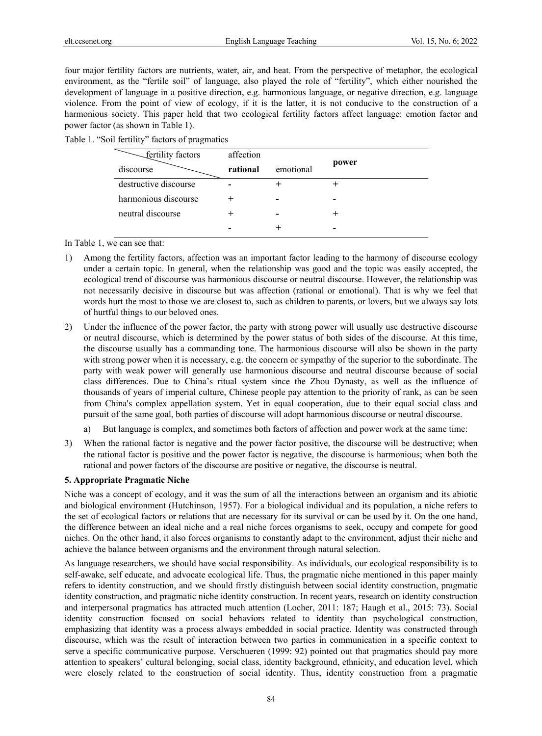four major fertility factors are nutrients, water, air, and heat. From the perspective of metaphor, the ecological environment, as the "fertile soil" of language, also played the role of "fertility", which either nourished the development of language in a positive direction, e.g. harmonious language, or negative direction, e.g. language violence. From the point of view of ecology, if it is the latter, it is not conducive to the construction of a harmonious society. This paper held that two ecological fertility factors affect language: emotion factor and power factor (as shown in Table 1).

Table 1. "Soil fertility" factors of pragmatics

| fertility factors / discourse | affection | | power |
|---|---|---|---|
| | **rational** | emotional | |
| destructive discourse | - | + | + |
| harmonious discourse | + | - | - |
| neutral discourse | + | - | + |
| | - | + | - |

In Table 1, we can see that:

1) Among the fertility factors, affection was an important factor leading to the harmony of discourse ecology under a certain topic. In general, when the relationship was good and the topic was easily accepted, the ecological trend of discourse was harmonious discourse or neutral discourse. However, the relationship was not necessarily decisive in discourse but was affection (rational or emotional). That is why we feel that words hurt the most to those we are closest to, such as children to parents, or lovers, but we always say lots of hurtful things to our beloved ones.

2) Under the influence of the power factor, the party with strong power will usually use destructive discourse or neutral discourse, which is determined by the power status of both sides of the discourse. At this time, the discourse usually has a commanding tone. The harmonious discourse will also be shown in the party with strong power when it is necessary, e.g. the concern or sympathy of the superior to the subordinate. The party with weak power will generally use harmonious discourse and neutral discourse because of social class differences. Due to China's ritual system since the Zhou Dynasty, as well as the influence of thousands of years of imperial culture, Chinese people pay attention to the priority of rank, as can be seen from China's complex appellation system. Yet in equal cooperation, due to their equal social class and pursuit of the same goal, both parties of discourse will adopt harmonious discourse or neutral discourse.

   a) But language is complex, and sometimes both factors of affection and power work at the same time:

3) When the rational factor is negative and the power factor positive, the discourse will be destructive; when the rational factor is positive and the power factor is negative, the discourse is harmonious; when both the rational and power factors of the discourse are positive or negative, the discourse is neutral.

## 5. Appropriate Pragmatic Niche

Niche was a concept of ecology, and it was the sum of all the interactions between an organism and its abiotic and biological environment (Hutchinson, 1957). For a biological individual and its population, a niche refers to the set of ecological factors or relations that are necessary for its survival or can be used by it. On the one hand, the difference between an ideal niche and a real niche forces organisms to seek, occupy and compete for good niches. On the other hand, it also forces organisms to constantly adapt to the environment, adjust their niche and achieve the balance between organisms and the environment through natural selection.

As language researchers, we should have social responsibility. As individuals, our ecological responsibility is to self-awake, self educate, and advocate ecological life. Thus, the pragmatic niche mentioned in this paper mainly refers to identity construction, and we should firstly distinguish between social identity construction, pragmatic identity construction, and pragmatic niche identity construction. In recent years, research on identity construction and interpersonal pragmatics has attracted much attention (Locher, 2011: 187; Haugh et al., 2015: 73). Social identity construction focused on social behaviors related to identity than psychological construction, emphasizing that identity was a process always embedded in social practice. Identity was constructed through discourse, which was the result of interaction between two parties in communication in a specific context to serve a specific communicative purpose. Verschueren (1999: 92) pointed out that pragmatics should pay more attention to speakers' cultural belonging, social class, identity background, ethnicity, and education level, which were closely related to the construction of social identity. Thus, identity construction from a pragmatic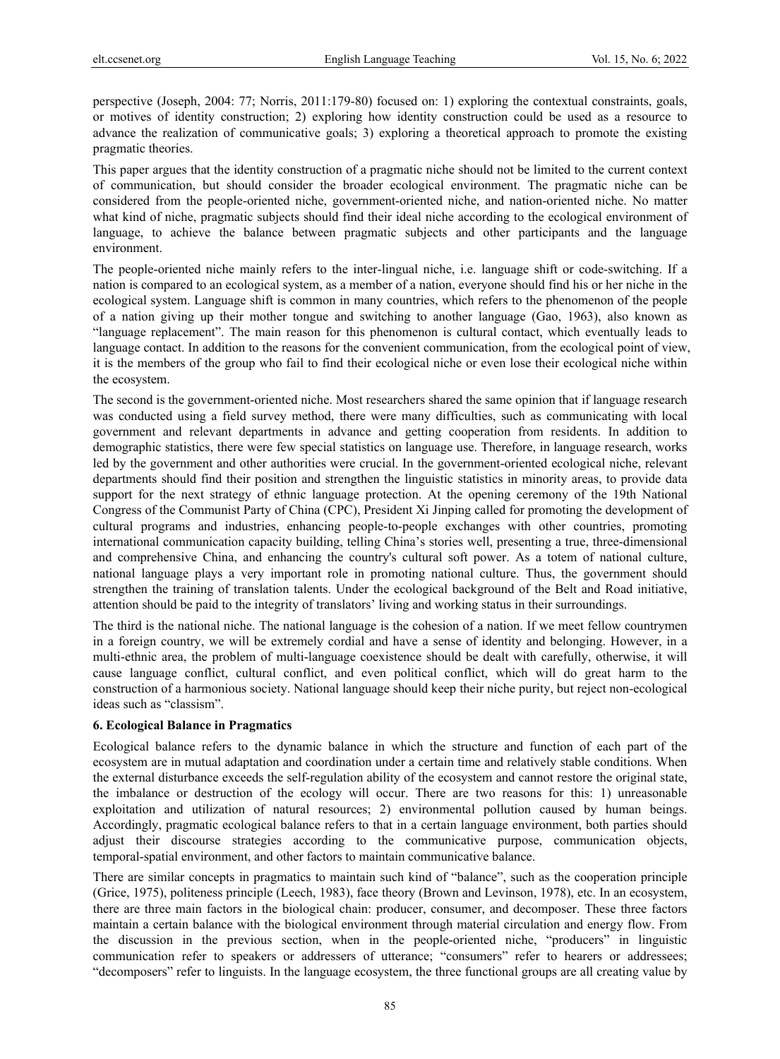perspective (Joseph, 2004: 77; Norris, 2011:179-80) focused on: 1) exploring the contextual constraints, goals, or motives of identity construction; 2) exploring how identity construction could be used as a resource to advance the realization of communicative goals; 3) exploring a theoretical approach to promote the existing pragmatic theories.

This paper argues that the identity construction of a pragmatic niche should not be limited to the current context of communication, but should consider the broader ecological environment. The pragmatic niche can be considered from the people-oriented niche, government-oriented niche, and nation-oriented niche. No matter what kind of niche, pragmatic subjects should find their ideal niche according to the ecological environment of language, to achieve the balance between pragmatic subjects and other participants and the language environment.

The people-oriented niche mainly refers to the inter-lingual niche, i.e. language shift or code-switching. If a nation is compared to an ecological system, as a member of a nation, everyone should find his or her niche in the ecological system. Language shift is common in many countries, which refers to the phenomenon of the people of a nation giving up their mother tongue and switching to another language (Gao, 1963), also known as "language replacement". The main reason for this phenomenon is cultural contact, which eventually leads to language contact. In addition to the reasons for the convenient communication, from the ecological point of view, it is the members of the group who fail to find their ecological niche or even lose their ecological niche within the ecosystem.

The second is the government-oriented niche. Most researchers shared the same opinion that if language research was conducted using a field survey method, there were many difficulties, such as communicating with local government and relevant departments in advance and getting cooperation from residents. In addition to demographic statistics, there were few special statistics on language use. Therefore, in language research, works led by the government and other authorities were crucial. In the government-oriented ecological niche, relevant departments should find their position and strengthen the linguistic statistics in minority areas, to provide data support for the next strategy of ethnic language protection. At the opening ceremony of the 19th National Congress of the Communist Party of China (CPC), President Xi Jinping called for promoting the development of cultural programs and industries, enhancing people-to-people exchanges with other countries, promoting international communication capacity building, telling China's stories well, presenting a true, three-dimensional and comprehensive China, and enhancing the country's cultural soft power. As a totem of national culture, national language plays a very important role in promoting national culture. Thus, the government should strengthen the training of translation talents. Under the ecological background of the Belt and Road initiative, attention should be paid to the integrity of translators' living and working status in their surroundings.

The third is the national niche. The national language is the cohesion of a nation. If we meet fellow countrymen in a foreign country, we will be extremely cordial and have a sense of identity and belonging. However, in a multi-ethnic area, the problem of multi-language coexistence should be dealt with carefully, otherwise, it will cause language conflict, cultural conflict, and even political conflict, which will do great harm to the construction of a harmonious society. National language should keep their niche purity, but reject non-ecological ideas such as "classism".

## 6. Ecological Balance in Pragmatics

Ecological balance refers to the dynamic balance in which the structure and function of each part of the ecosystem are in mutual adaptation and coordination under a certain time and relatively stable conditions. When the external disturbance exceeds the self-regulation ability of the ecosystem and cannot restore the original state, the imbalance or destruction of the ecology will occur. There are two reasons for this: 1) unreasonable exploitation and utilization of natural resources; 2) environmental pollution caused by human beings. Accordingly, pragmatic ecological balance refers to that in a certain language environment, both parties should adjust their discourse strategies according to the communicative purpose, communication objects, temporal-spatial environment, and other factors to maintain communicative balance.

There are similar concepts in pragmatics to maintain such kind of "balance", such as the cooperation principle (Grice, 1975), politeness principle (Leech, 1983), face theory (Brown and Levinson, 1978), etc. In an ecosystem, there are three main factors in the biological chain: producer, consumer, and decomposer. These three factors maintain a certain balance with the biological environment through material circulation and energy flow. From the discussion in the previous section, when in the people-oriented niche, "producers" in linguistic communication refer to speakers or addressers of utterance; "consumers" refer to hearers or addressees; "decomposers" refer to linguists. In the language ecosystem, the three functional groups are all creating value by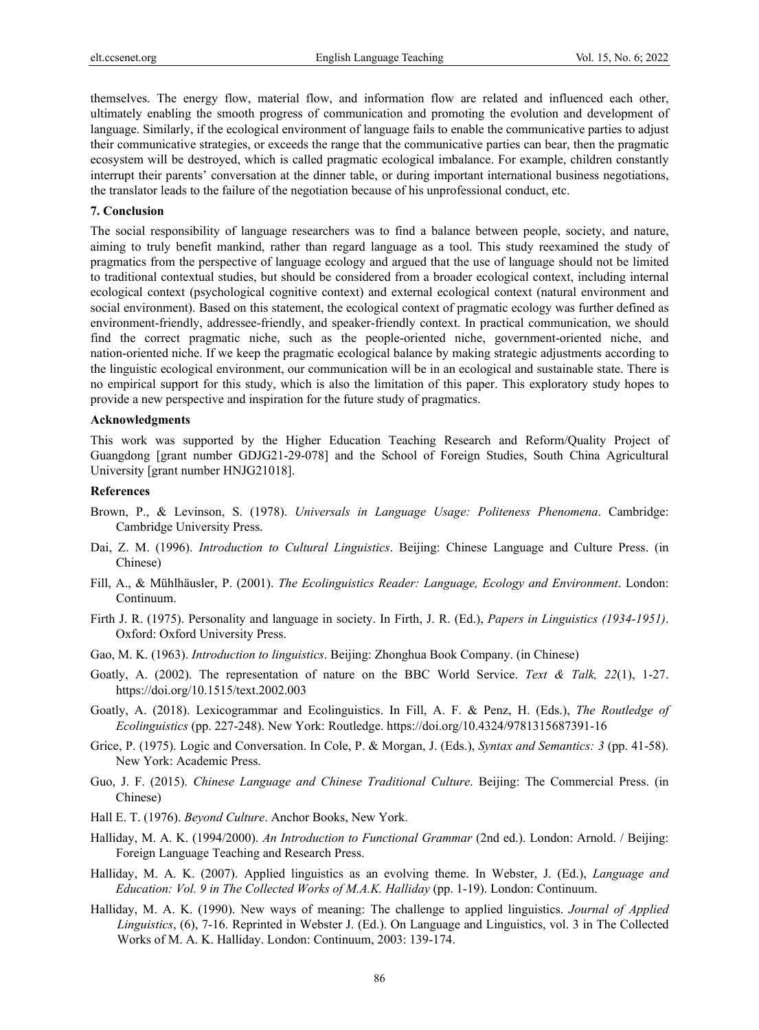themselves. The energy flow, material flow, and information flow are related and influenced each other, ultimately enabling the smooth progress of communication and promoting the evolution and development of language. Similarly, if the ecological environment of language fails to enable the communicative parties to adjust their communicative strategies, or exceeds the range that the communicative parties can bear, then the pragmatic ecosystem will be destroyed, which is called pragmatic ecological imbalance. For example, children constantly interrupt their parents' conversation at the dinner table, or during important international business negotiations, the translator leads to the failure of the negotiation because of his unprofessional conduct, etc.

## 7. Conclusion

The social responsibility of language researchers was to find a balance between people, society, and nature, aiming to truly benefit mankind, rather than regard language as a tool. This study reexamined the study of pragmatics from the perspective of language ecology and argued that the use of language should not be limited to traditional contextual studies, but should be considered from a broader ecological context, including internal ecological context (psychological cognitive context) and external ecological context (natural environment and social environment). Based on this statement, the ecological context of pragmatic ecology was further defined as environment-friendly, addressee-friendly, and speaker-friendly context. In practical communication, we should find the correct pragmatic niche, such as the people-oriented niche, government-oriented niche, and nation-oriented niche. If we keep the pragmatic ecological balance by making strategic adjustments according to the linguistic ecological environment, our communication will be in an ecological and sustainable state. There is no empirical support for this study, which is also the limitation of this paper. This exploratory study hopes to provide a new perspective and inspiration for the future study of pragmatics.

## Acknowledgments

This work was supported by the Higher Education Teaching Research and Reform/Quality Project of Guangdong [grant number GDJG21-29-078] and the School of Foreign Studies, South China Agricultural University [grant number HNJG21018].

## References

Brown, P., & Levinson, S. (1978). *Universals in Language Usage: Politeness Phenomena*. Cambridge: Cambridge University Press.

Dai, Z. M. (1996). *Introduction to Cultural Linguistics*. Beijing: Chinese Language and Culture Press. (in Chinese)

Fill, A., & Mühlhäusler, P. (2001). *The Ecolinguistics Reader: Language, Ecology and Environment*. London: Continuum.

Firth J. R. (1975). Personality and language in society. In Firth, J. R. (Ed.), *Papers in Linguistics (1934-1951)*. Oxford: Oxford University Press.

Gao, M. K. (1963). *Introduction to linguistics*. Beijing: Zhonghua Book Company. (in Chinese)

Goatly, A. (2002). The representation of nature on the BBC World Service. *Text & Talk, 22*(1), 1-27. https://doi.org/10.1515/text.2002.003

Goatly, A. (2018). Lexicogrammar and Ecolinguistics. In Fill, A. F. & Penz, H. (Eds.), *The Routledge of Ecolinguistics* (pp. 227-248). New York: Routledge. https://doi.org/10.4324/9781315687391-16

Grice, P. (1975). Logic and Conversation. In Cole, P. & Morgan, J. (Eds.), *Syntax and Semantics: 3* (pp. 41-58). New York: Academic Press.

Guo, J. F. (2015). *Chinese Language and Chinese Traditional Culture*. Beijing: The Commercial Press. (in Chinese)

Hall E. T. (1976). *Beyond Culture*. Anchor Books, New York.

Halliday, M. A. K. (1994/2000). *An Introduction to Functional Grammar* (2nd ed.). London: Arnold. / Beijing: Foreign Language Teaching and Research Press.

Halliday, M. A. K. (2007). Applied linguistics as an evolving theme. In Webster, J. (Ed.), *Language and Education: Vol. 9 in The Collected Works of M.A.K. Halliday* (pp. 1-19). London: Continuum.

Halliday, M. A. K. (1990). New ways of meaning: The challenge to applied linguistics. *Journal of Applied Linguistics*, (6), 7-16. Reprinted in Webster J. (Ed.). On Language and Linguistics, vol. 3 in The Collected Works of M. A. K. Halliday. London: Continuum, 2003: 139-174.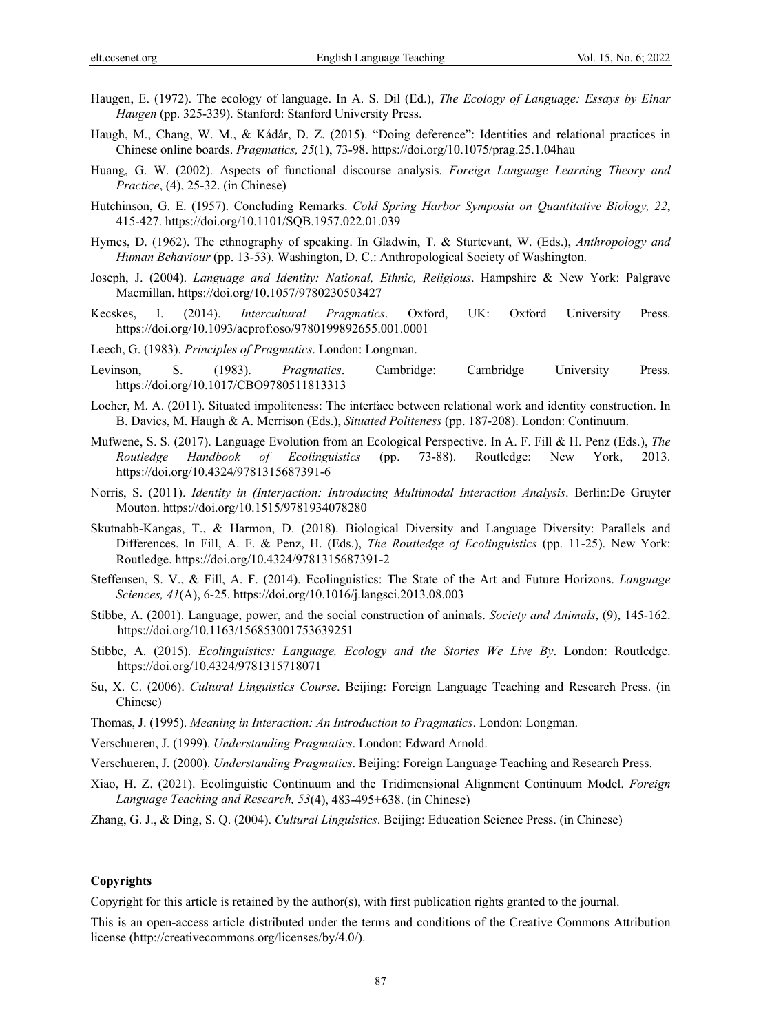Haugen, E. (1972). The ecology of language. In A. S. Dil (Ed.), *The Ecology of Language: Essays by Einar Haugen* (pp. 325-339). Stanford: Stanford University Press.

Haugh, M., Chang, W. M., & Kádár, D. Z. (2015). "Doing deference": Identities and relational practices in Chinese online boards. *Pragmatics, 25*(1), 73-98. https://doi.org/10.1075/prag.25.1.04hau

Huang, G. W. (2002). Aspects of functional discourse analysis. *Foreign Language Learning Theory and Practice*, (4), 25-32. (in Chinese)

Hutchinson, G. E. (1957). Concluding Remarks. *Cold Spring Harbor Symposia on Quantitative Biology, 22*, 415-427. https://doi.org/10.1101/SQB.1957.022.01.039

Hymes, D. (1962). The ethnography of speaking. In Gladwin, T. & Sturtevant, W. (Eds.), *Anthropology and Human Behaviour* (pp. 13-53). Washington, D. C.: Anthropological Society of Washington.

Joseph, J. (2004). *Language and Identity: National, Ethnic, Religious*. Hampshire & New York: Palgrave Macmillan. https://doi.org/10.1057/9780230503427

Kecskes, I. (2014). *Intercultural Pragmatics*. Oxford, UK: Oxford University Press. https://doi.org/10.1093/acprof:oso/9780199892655.001.0001

Leech, G. (1983). *Principles of Pragmatics*. London: Longman.

Levinson, S. (1983). *Pragmatics*. Cambridge: Cambridge University Press. https://doi.org/10.1017/CBO9780511813313

Locher, M. A. (2011). Situated impoliteness: The interface between relational work and identity construction. In B. Davies, M. Haugh & A. Merrison (Eds.), *Situated Politeness* (pp. 187-208). London: Continuum.

Mufwene, S. S. (2017). Language Evolution from an Ecological Perspective. In A. F. Fill & H. Penz (Eds.), *The Routledge Handbook of Ecolinguistics* (pp. 73-88). Routledge: New York, 2013. https://doi.org/10.4324/9781315687391-6

Norris, S. (2011). *Identity in (Inter)action: Introducing Multimodal Interaction Analysis*. Berlin:De Gruyter Mouton. https://doi.org/10.1515/9781934078280

Skutnabb-Kangas, T., & Harmon, D. (2018). Biological Diversity and Language Diversity: Parallels and Differences. In Fill, A. F. & Penz, H. (Eds.), *The Routledge of Ecolinguistics* (pp. 11-25). New York: Routledge. https://doi.org/10.4324/9781315687391-2

Steffensen, S. V., & Fill, A. F. (2014). Ecolinguistics: The State of the Art and Future Horizons. *Language Sciences, 41*(A), 6-25. https://doi.org/10.1016/j.langsci.2013.08.003

Stibbe, A. (2001). Language, power, and the social construction of animals. *Society and Animals*, (9), 145-162. https://doi.org/10.1163/156853001753639251

Stibbe, A. (2015). *Ecolinguistics: Language, Ecology and the Stories We Live By*. London: Routledge. https://doi.org/10.4324/9781315718071

Su, X. C. (2006). *Cultural Linguistics Course*. Beijing: Foreign Language Teaching and Research Press. (in Chinese)

Thomas, J. (1995). *Meaning in Interaction: An Introduction to Pragmatics*. London: Longman.

Verschueren, J. (1999). *Understanding Pragmatics*. London: Edward Arnold.

Verschueren, J. (2000). *Understanding Pragmatics*. Beijing: Foreign Language Teaching and Research Press.

Xiao, H. Z. (2021). Ecolinguistic Continuum and the Tridimensional Alignment Continuum Model. *Foreign Language Teaching and Research, 53*(4), 483-495+638. (in Chinese)

Zhang, G. J., & Ding, S. Q. (2004). *Cultural Linguistics*. Beijing: Education Science Press. (in Chinese)

**Copyrights**

Copyright for this article is retained by the author(s), with first publication rights granted to the journal.

This is an open-access article distributed under the terms and conditions of the Creative Commons Attribution license (http://creativecommons.org/licenses/by/4.0/).